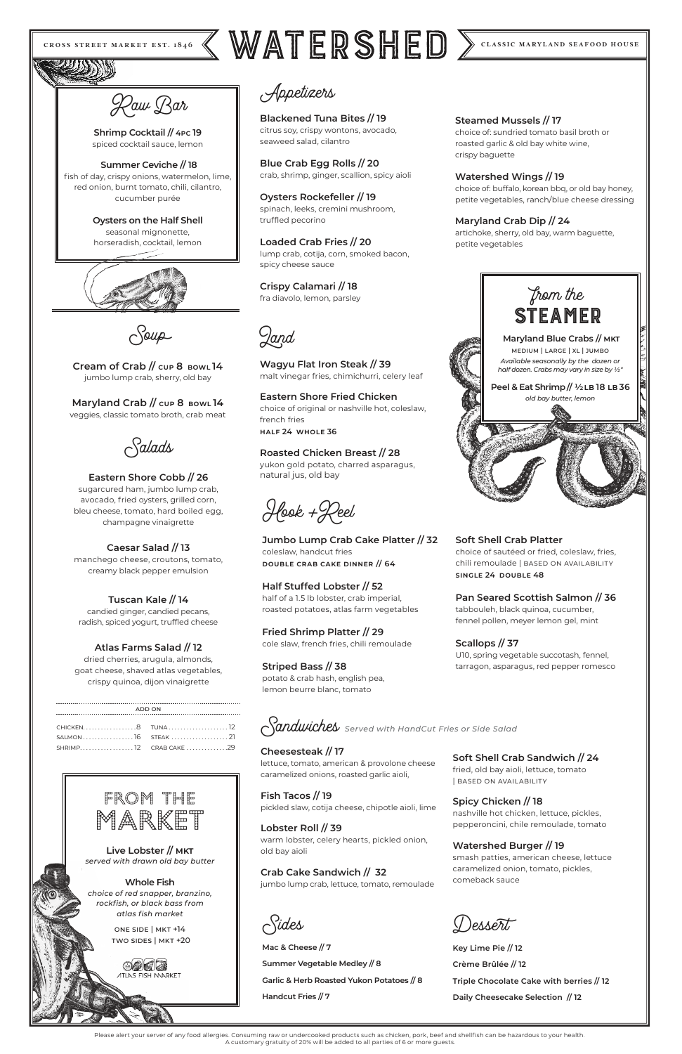CROSS STREET MARKET EST. 1846

# WATERSHED

CLASSIC MARYLAND SEAFOOD HOUSE

## Raw Bar

**Shrimp Cocktail // 4pc 19**
spiced cocktail sauce, lemon

**Summer Ceviche // 18**
fish of day, crispy onions, watermelon, lime, red onion, burnt tomato, chili, cilantro, cucumber purée

**Oysters on the Half Shell**
seasonal mignonette, horseradish, cocktail, lemon

## Soup

**Cream of Crab // cup 8 bowl 14**
jumbo lump crab, sherry, old bay

**Maryland Crab // cup 8 bowl 14**
veggies, classic tomato broth, crab meat

## Salads

**Eastern Shore Cobb // 26**
sugarcured ham, jumbo lump crab, avocado, fried oysters, grilled corn, bleu cheese, tomato, hard boiled egg, champagne vinaigrette

**Caesar Salad // 13**
manchego cheese, croutons, tomato, creamy black pepper emulsion

**Tuscan Kale // 14**
candied ginger, candied pecans, radish, spiced yogurt, truffled cheese

**Atlas Farms Salad // 12**
dried cherries, arugula, almonds, goat cheese, shaved atlas vegetables, crispy quinoa, dijon vinaigrette

ADD ON

| | | | |
|---|---|---|---|
| CHICKEN | 8 | TUNA | 12 |
| SALMON | 16 | STEAK | 21 |
| SHRIMP | 12 | CRAB CAKE | 29 |

## From the Market

**Live Lobster // MKT**
*served with drawn old bay butter*

**Whole Fish**
*choice of red snapper, branzino, rockfish, or black bass from atlas fish market*

ONE SIDE | MKT +14
TWO SIDES | MKT +20

ATLAS FISH MARKET

## Appetizers

**Blackened Tuna Bites // 19**
citrus soy, crispy wontons, avocado, seaweed salad, cilantro

**Blue Crab Egg Rolls // 20**
crab, shrimp, ginger, scallion, spicy aioli

**Oysters Rockefeller // 19**
spinach, leeks, cremini mushroom, truffled pecorino

**Loaded Crab Fries // 20**
lump crab, cotija, corn, smoked bacon, spicy cheese sauce

**Crispy Calamari // 18**
fra diavolo, lemon, parsley

**Steamed Mussels // 17**
choice of: sundried tomato basil broth or roasted garlic & old bay white wine, crispy baguette

**Watershed Wings // 19**
choice of: buffalo, korean bbq, or old bay honey, petite vegetables, ranch/blue cheese dressing

**Maryland Crab Dip // 24**
artichoke, sherry, old bay, warm baguette, petite vegetables

## From the Steamer

**Maryland Blue Crabs // MKT**
MEDIUM | LARGE | XL | JUMBO
*Available seasonally by the dozen or half dozen. Crabs may vary in size by ½"*

**Peel & Eat Shrimp // ½ LB 18 LB 36**
*old bay butter, lemon*

## Land

**Wagyu Flat Iron Steak // 39**
malt vinegar fries, chimichurri, celery leaf

**Eastern Shore Fried Chicken**
choice of original or nashville hot, coleslaw, french fries
HALF 24 WHOLE 36

**Roasted Chicken Breast // 28**
yukon gold potato, charred asparagus, natural jus, old bay

## Hook + Reel

**Jumbo Lump Crab Cake Platter // 32**
coleslaw, handcut fries
DOUBLE CRAB CAKE DINNER // 64

**Half Stuffed Lobster // 52**
half of a 1.5 lb lobster, crab imperial, roasted potatoes, atlas farm vegetables

**Fried Shrimp Platter // 29**
cole slaw, french fries, chili remoulade

**Striped Bass // 38**
potato & crab hash, english pea, lemon beurre blanc, tomato

**Soft Shell Crab Platter**
choice of sautéed or fried, coleslaw, fries, chili remoulade | BASED ON AVAILABILITY
SINGLE 24 DOUBLE 48

**Pan Seared Scottish Salmon // 36**
tabbouleh, black quinoa, cucumber, fennel pollen, meyer lemon gel, mint

**Scallops // 37**
U10, spring vegetable succotash, fennel, tarragon, asparagus, red pepper romesco

## Sandwiches *Served with HandCut Fries or Side Salad*

**Cheesesteak // 17**
lettuce, tomato, american & provolone cheese caramelized onions, roasted garlic aioli,

**Fish Tacos // 19**
pickled slaw, cotija cheese, chipotle aioli, lime

**Lobster Roll // 39**
warm lobster, celery hearts, pickled onion, old bay aioli

**Crab Cake Sandwich // 32**
jumbo lump crab, lettuce, tomato, remoulade

**Soft Shell Crab Sandwich // 24**
fried, old bay aioli, lettuce, tomato | BASED ON AVAILABILITY

**Spicy Chicken // 18**
nashville hot chicken, lettuce, pickles, pepperoncini, chile remoulade, tomato

**Watershed Burger // 19**
smash patties, american cheese, lettuce caramelized onion, tomato, pickles, comeback sauce

## Sides

**Mac & Cheese // 7**
**Summer Vegetable Medley // 8**
**Garlic & Herb Roasted Yukon Potatoes // 8**
**Handcut Fries // 7**

## Dessert

**Key Lime Pie // 12**
**Crème Brûlée // 12**
**Triple Chocolate Cake with berries // 12**
**Daily Cheesecake Selection // 12**

Please alert your server of any food allergies. Consuming raw or undercooked products such as chicken, pork, beef and shellfish can be hazardous to your health.
A customary gratuity of 20% will be added to all parties of 6 or more guests.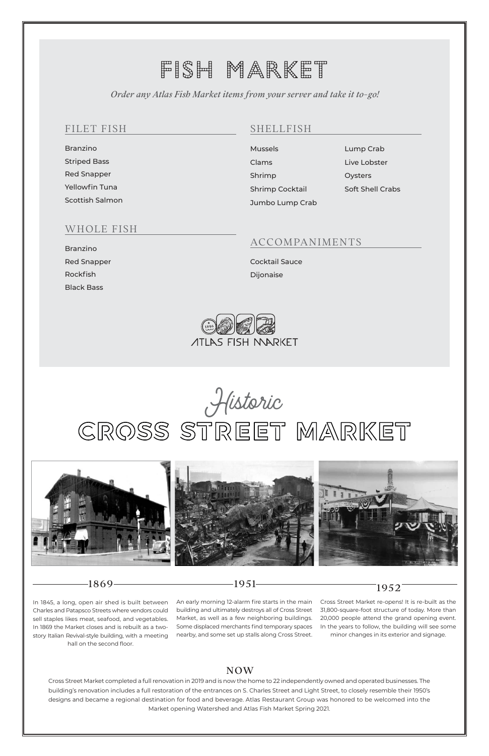# FISH MARKET

*Order any Atlas Fish Market items from your server and take it to-go!*

## FILET FISH

- Branzino
- Striped Bass
- Red Snapper
- Yellowfin Tuna
- Scottish Salmon

## WHOLE FISH

- Branzino
- Red Snapper
- Rockfish
- Black Bass

## SHELLFISH

- Mussels
- Clams
- Shrimp
- Shrimp Cocktail
- Jumbo Lump Crab
- Lump Crab
- Live Lobster
- Oysters
- Soft Shell Crabs

## ACCOMPANIMENTS

- Cocktail Sauce
- Dijonaise

1846

ATLAS FISH MARKET

# Historic CROSS STREET MARKET

## 1869

In 1845, a long, open air shed is built between Charles and Patapsco Streets where vendors could sell staples likes meat, seafood, and vegetables. In 1869 the Market closes and is rebuilt as a two-story Italian Revival-style building, with a meeting hall on the second floor.

## 1951

An early morning 12-alarm fire starts in the main building and ultimately destroys all of Cross Street Market, as well as a few neighboring buildings. Some displaced merchants find temporary spaces nearby, and some set up stalls along Cross Street.

## 1952

Cross Street Market re-opens! It is re-built as the 31,800-square-foot structure of today. More than 20,000 people attend the grand opening event. In the years to follow, the building will see some minor changes in its exterior and signage.

## NOW

Cross Street Market completed a full renovation in 2019 and is now the home to 22 independently owned and operated businesses. The building's renovation includes a full restoration of the entrances on S. Charles Street and Light Street, to closely resemble their 1950's designs and became a regional destination for food and beverage. Atlas Restaurant Group was honored to be welcomed into the Market opening Watershed and Atlas Fish Market Spring 2021.